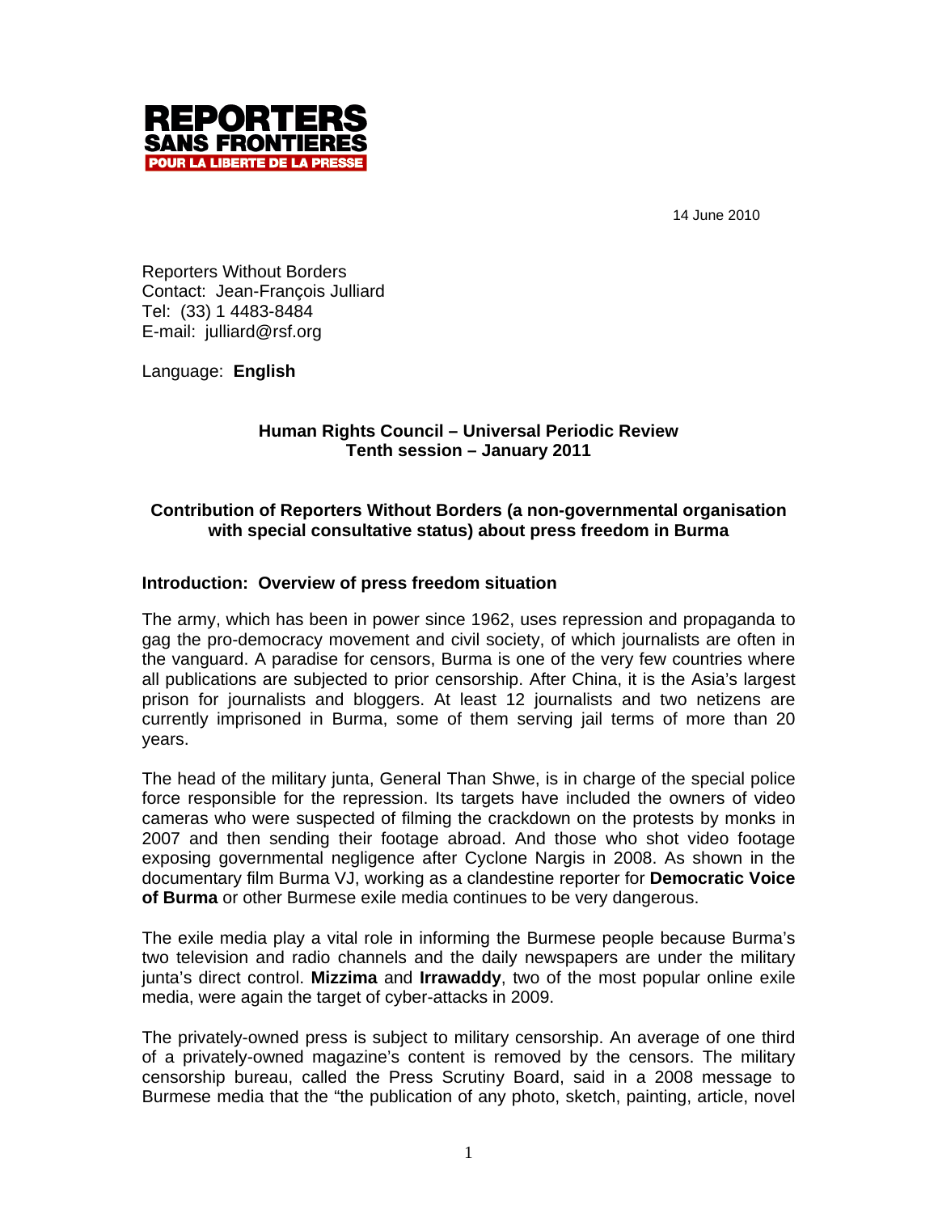**REPORTERS SANS FRONTIERES**
**POUR LA LIBERTE DE LA PRESSE**

14 June 2010

Reporters Without Borders
Contact: Jean-François Julliard
Tel: (33) 1 4483-8484
E-mail: julliard@rsf.org

Language: **English**

**Human Rights Council – Universal Periodic Review**
**Tenth session – January 2011**

**Contribution of Reporters Without Borders (a non-governmental organisation with special consultative status) about press freedom in Burma**

## Introduction: Overview of press freedom situation

The army, which has been in power since 1962, uses repression and propaganda to gag the pro-democracy movement and civil society, of which journalists are often in the vanguard. A paradise for censors, Burma is one of the very few countries where all publications are subjected to prior censorship. After China, it is the Asia's largest prison for journalists and bloggers. At least 12 journalists and two netizens are currently imprisoned in Burma, some of them serving jail terms of more than 20 years.

The head of the military junta, General Than Shwe, is in charge of the special police force responsible for the repression. Its targets have included the owners of video cameras who were suspected of filming the crackdown on the protests by monks in 2007 and then sending their footage abroad. And those who shot video footage exposing governmental negligence after Cyclone Nargis in 2008. As shown in the documentary film Burma VJ, working as a clandestine reporter for **Democratic Voice of Burma** or other Burmese exile media continues to be very dangerous.

The exile media play a vital role in informing the Burmese people because Burma's two television and radio channels and the daily newspapers are under the military junta's direct control. **Mizzima** and **Irrawaddy**, two of the most popular online exile media, were again the target of cyber-attacks in 2009.

The privately-owned press is subject to military censorship. An average of one third of a privately-owned magazine's content is removed by the censors. The military censorship bureau, called the Press Scrutiny Board, said in a 2008 message to Burmese media that the "the publication of any photo, sketch, painting, article, novel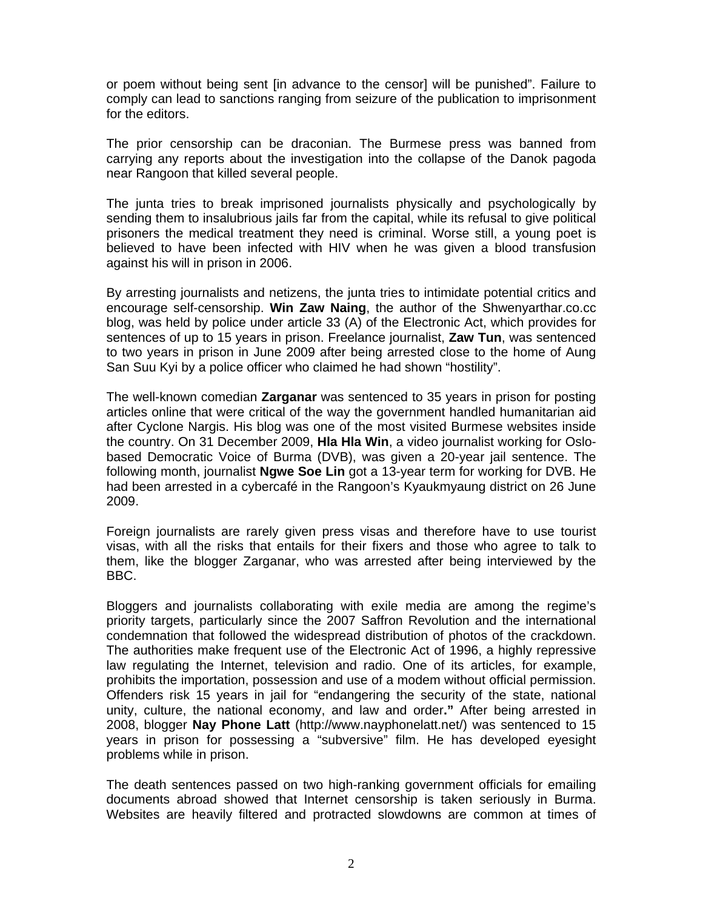or poem without being sent [in advance to the censor] will be punished". Failure to comply can lead to sanctions ranging from seizure of the publication to imprisonment for the editors.

The prior censorship can be draconian. The Burmese press was banned from carrying any reports about the investigation into the collapse of the Danok pagoda near Rangoon that killed several people.

The junta tries to break imprisoned journalists physically and psychologically by sending them to insalubrious jails far from the capital, while its refusal to give political prisoners the medical treatment they need is criminal. Worse still, a young poet is believed to have been infected with HIV when he was given a blood transfusion against his will in prison in 2006.

By arresting journalists and netizens, the junta tries to intimidate potential critics and encourage self-censorship. **Win Zaw Naing**, the author of the Shwenyarthar.co.cc blog, was held by police under article 33 (A) of the Electronic Act, which provides for sentences of up to 15 years in prison. Freelance journalist, **Zaw Tun**, was sentenced to two years in prison in June 2009 after being arrested close to the home of Aung San Suu Kyi by a police officer who claimed he had shown "hostility".

The well-known comedian **Zarganar** was sentenced to 35 years in prison for posting articles online that were critical of the way the government handled humanitarian aid after Cyclone Nargis. His blog was one of the most visited Burmese websites inside the country. On 31 December 2009, **Hla Hla Win**, a video journalist working for Oslo-based Democratic Voice of Burma (DVB), was given a 20-year jail sentence. The following month, journalist **Ngwe Soe Lin** got a 13-year term for working for DVB. He had been arrested in a cybercafé in the Rangoon's Kyaukmyaung district on 26 June 2009.

Foreign journalists are rarely given press visas and therefore have to use tourist visas, with all the risks that entails for their fixers and those who agree to talk to them, like the blogger Zarganar, who was arrested after being interviewed by the BBC.

Bloggers and journalists collaborating with exile media are among the regime's priority targets, particularly since the 2007 Saffron Revolution and the international condemnation that followed the widespread distribution of photos of the crackdown. The authorities make frequent use of the Electronic Act of 1996, a highly repressive law regulating the Internet, television and radio. One of its articles, for example, prohibits the importation, possession and use of a modem without official permission. Offenders risk 15 years in jail for "endangering the security of the state, national unity, culture, the national economy, and law and order**."** After being arrested in 2008, blogger **Nay Phone Latt** (http://www.nayphonelatt.net/) was sentenced to 15 years in prison for possessing a "subversive" film. He has developed eyesight problems while in prison.

The death sentences passed on two high-ranking government officials for emailing documents abroad showed that Internet censorship is taken seriously in Burma. Websites are heavily filtered and protracted slowdowns are common at times of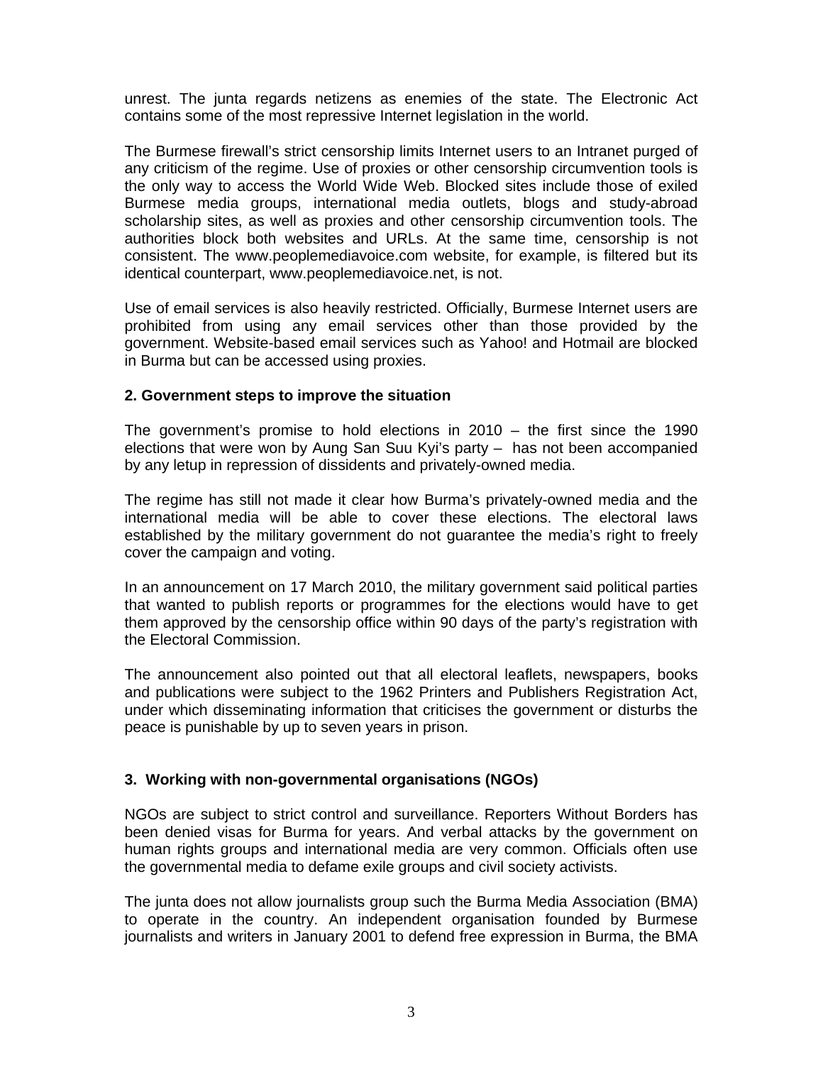unrest. The junta regards netizens as enemies of the state. The Electronic Act contains some of the most repressive Internet legislation in the world.

The Burmese firewall's strict censorship limits Internet users to an Intranet purged of any criticism of the regime. Use of proxies or other censorship circumvention tools is the only way to access the World Wide Web. Blocked sites include those of exiled Burmese media groups, international media outlets, blogs and study-abroad scholarship sites, as well as proxies and other censorship circumvention tools. The authorities block both websites and URLs. At the same time, censorship is not consistent. The www.peoplemediavoice.com website, for example, is filtered but its identical counterpart, www.peoplemediavoice.net, is not.

Use of email services is also heavily restricted. Officially, Burmese Internet users are prohibited from using any email services other than those provided by the government. Website-based email services such as Yahoo! and Hotmail are blocked in Burma but can be accessed using proxies.

### 2. Government steps to improve the situation

The government's promise to hold elections in 2010 – the first since the 1990 elections that were won by Aung San Suu Kyi's party – has not been accompanied by any letup in repression of dissidents and privately-owned media.

The regime has still not made it clear how Burma's privately-owned media and the international media will be able to cover these elections. The electoral laws established by the military government do not guarantee the media's right to freely cover the campaign and voting.

In an announcement on 17 March 2010, the military government said political parties that wanted to publish reports or programmes for the elections would have to get them approved by the censorship office within 90 days of the party's registration with the Electoral Commission.

The announcement also pointed out that all electoral leaflets, newspapers, books and publications were subject to the 1962 Printers and Publishers Registration Act, under which disseminating information that criticises the government or disturbs the peace is punishable by up to seven years in prison.

### 3. Working with non-governmental organisations (NGOs)

NGOs are subject to strict control and surveillance. Reporters Without Borders has been denied visas for Burma for years. And verbal attacks by the government on human rights groups and international media are very common. Officials often use the governmental media to defame exile groups and civil society activists.

The junta does not allow journalists group such the Burma Media Association (BMA) to operate in the country. An independent organisation founded by Burmese journalists and writers in January 2001 to defend free expression in Burma, the BMA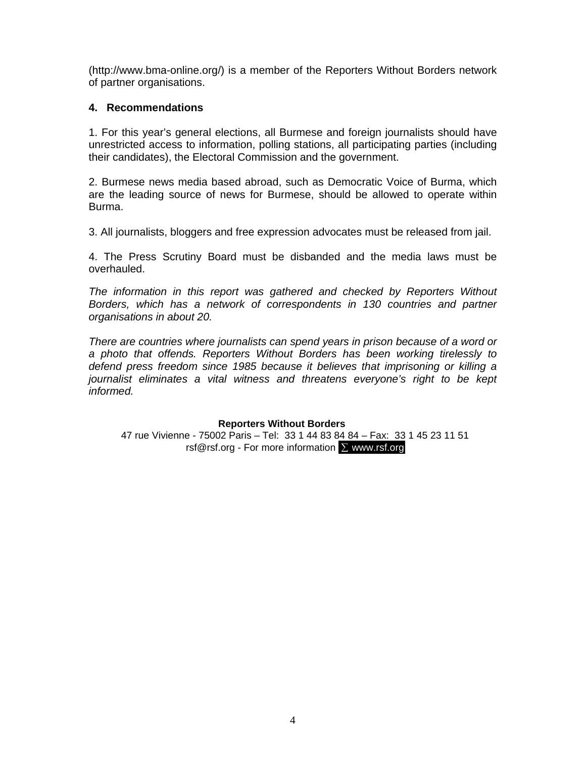(http://www.bma-online.org/) is a member of the Reporters Without Borders network of partner organisations.

## 4. Recommendations

1. For this year's general elections, all Burmese and foreign journalists should have unrestricted access to information, polling stations, all participating parties (including their candidates), the Electoral Commission and the government.

2. Burmese news media based abroad, such as Democratic Voice of Burma, which are the leading source of news for Burmese, should be allowed to operate within Burma.

3. All journalists, bloggers and free expression advocates must be released from jail.

4. The Press Scrutiny Board must be disbanded and the media laws must be overhauled.

*The information in this report was gathered and checked by Reporters Without Borders, which has a network of correspondents in 130 countries and partner organisations in about 20.*

*There are countries where journalists can spend years in prison because of a word or a photo that offends. Reporters Without Borders has been working tirelessly to defend press freedom since 1985 because it believes that imprisoning or killing a journalist eliminates a vital witness and threatens everyone's right to be kept informed.*

**Reporters Without Borders**
47 rue Vivienne - 75002 Paris – Tel: 33 1 44 83 84 84 – Fax: 33 1 45 23 11 51
rsf@rsf.org - For more information ∑ www.rsf.org